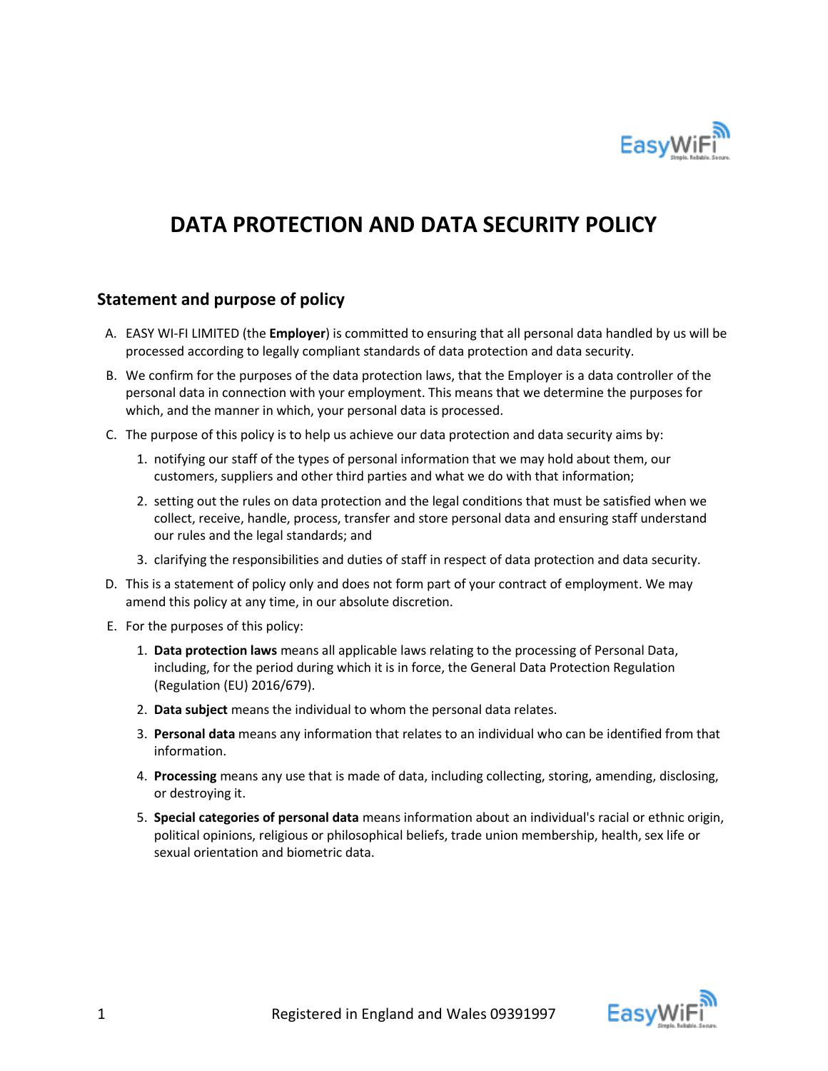# DATA PROTECTION AND DATA SECURITY POLICY

## Statement and purpose of policy

A. EASY WI-FI LIMITED (the **Employer**) is committed to ensuring that all personal data handled by us will be processed according to legally compliant standards of data protection and data security.

B. We confirm for the purposes of the data protection laws, that the Employer is a data controller of the personal data in connection with your employment. This means that we determine the purposes for which, and the manner in which, your personal data is processed.

C. The purpose of this policy is to help us achieve our data protection and data security aims by:

   1. notifying our staff of the types of personal information that we may hold about them, our customers, suppliers and other third parties and what we do with that information;

   2. setting out the rules on data protection and the legal conditions that must be satisfied when we collect, receive, handle, process, transfer and store personal data and ensuring staff understand our rules and the legal standards; and

   3. clarifying the responsibilities and duties of staff in respect of data protection and data security.

D. This is a statement of policy only and does not form part of your contract of employment. We may amend this policy at any time, in our absolute discretion.

E. For the purposes of this policy:

   1. **Data protection laws** means all applicable laws relating to the processing of Personal Data, including, for the period during which it is in force, the General Data Protection Regulation (Regulation (EU) 2016/679).

   2. **Data subject** means the individual to whom the personal data relates.

   3. **Personal data** means any information that relates to an individual who can be identified from that information.

   4. **Processing** means any use that is made of data, including collecting, storing, amending, disclosing, or destroying it.

   5. **Special categories of personal data** means information about an individual's racial or ethnic origin, political opinions, religious or philosophical beliefs, trade union membership, health, sex life or sexual orientation and biometric data.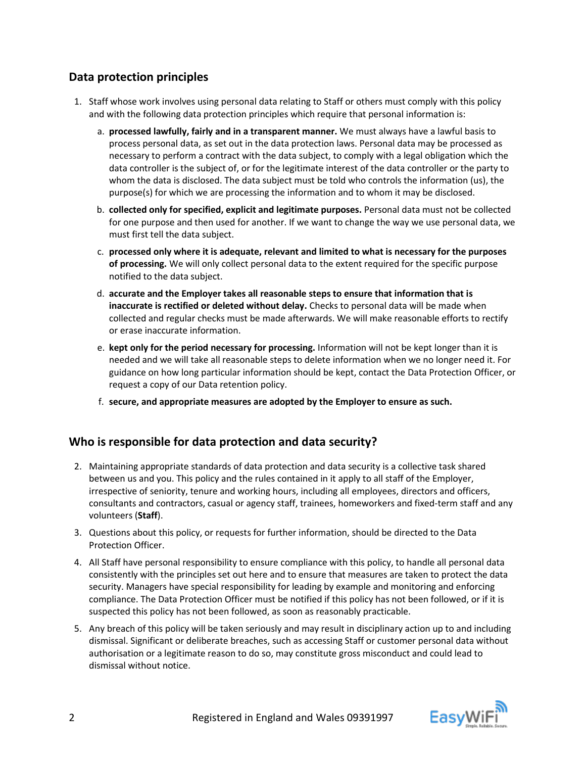## Data protection principles

1. Staff whose work involves using personal data relating to Staff or others must comply with this policy and with the following data protection principles which require that personal information is:

    a. **processed lawfully, fairly and in a transparent manner.** We must always have a lawful basis to process personal data, as set out in the data protection laws. Personal data may be processed as necessary to perform a contract with the data subject, to comply with a legal obligation which the data controller is the subject of, or for the legitimate interest of the data controller or the party to whom the data is disclosed. The data subject must be told who controls the information (us), the purpose(s) for which we are processing the information and to whom it may be disclosed.

    b. **collected only for specified, explicit and legitimate purposes.** Personal data must not be collected for one purpose and then used for another. If we want to change the way we use personal data, we must first tell the data subject.

    c. **processed only where it is adequate, relevant and limited to what is necessary for the purposes of processing.** We will only collect personal data to the extent required for the specific purpose notified to the data subject.

    d. **accurate and the Employer takes all reasonable steps to ensure that information that is inaccurate is rectified or deleted without delay.** Checks to personal data will be made when collected and regular checks must be made afterwards. We will make reasonable efforts to rectify or erase inaccurate information.

    e. **kept only for the period necessary for processing.** Information will not be kept longer than it is needed and we will take all reasonable steps to delete information when we no longer need it. For guidance on how long particular information should be kept, contact the Data Protection Officer, or request a copy of our Data retention policy.

    f. **secure, and appropriate measures are adopted by the Employer to ensure as such.**

## Who is responsible for data protection and data security?

2. Maintaining appropriate standards of data protection and data security is a collective task shared between us and you. This policy and the rules contained in it apply to all staff of the Employer, irrespective of seniority, tenure and working hours, including all employees, directors and officers, consultants and contractors, casual or agency staff, trainees, homeworkers and fixed-term staff and any volunteers (**Staff**).

3. Questions about this policy, or requests for further information, should be directed to the Data Protection Officer.

4. All Staff have personal responsibility to ensure compliance with this policy, to handle all personal data consistently with the principles set out here and to ensure that measures are taken to protect the data security. Managers have special responsibility for leading by example and monitoring and enforcing compliance. The Data Protection Officer must be notified if this policy has not been followed, or if it is suspected this policy has not been followed, as soon as reasonably practicable.

5. Any breach of this policy will be taken seriously and may result in disciplinary action up to and including dismissal. Significant or deliberate breaches, such as accessing Staff or customer personal data without authorisation or a legitimate reason to do so, may constitute gross misconduct and could lead to dismissal without notice.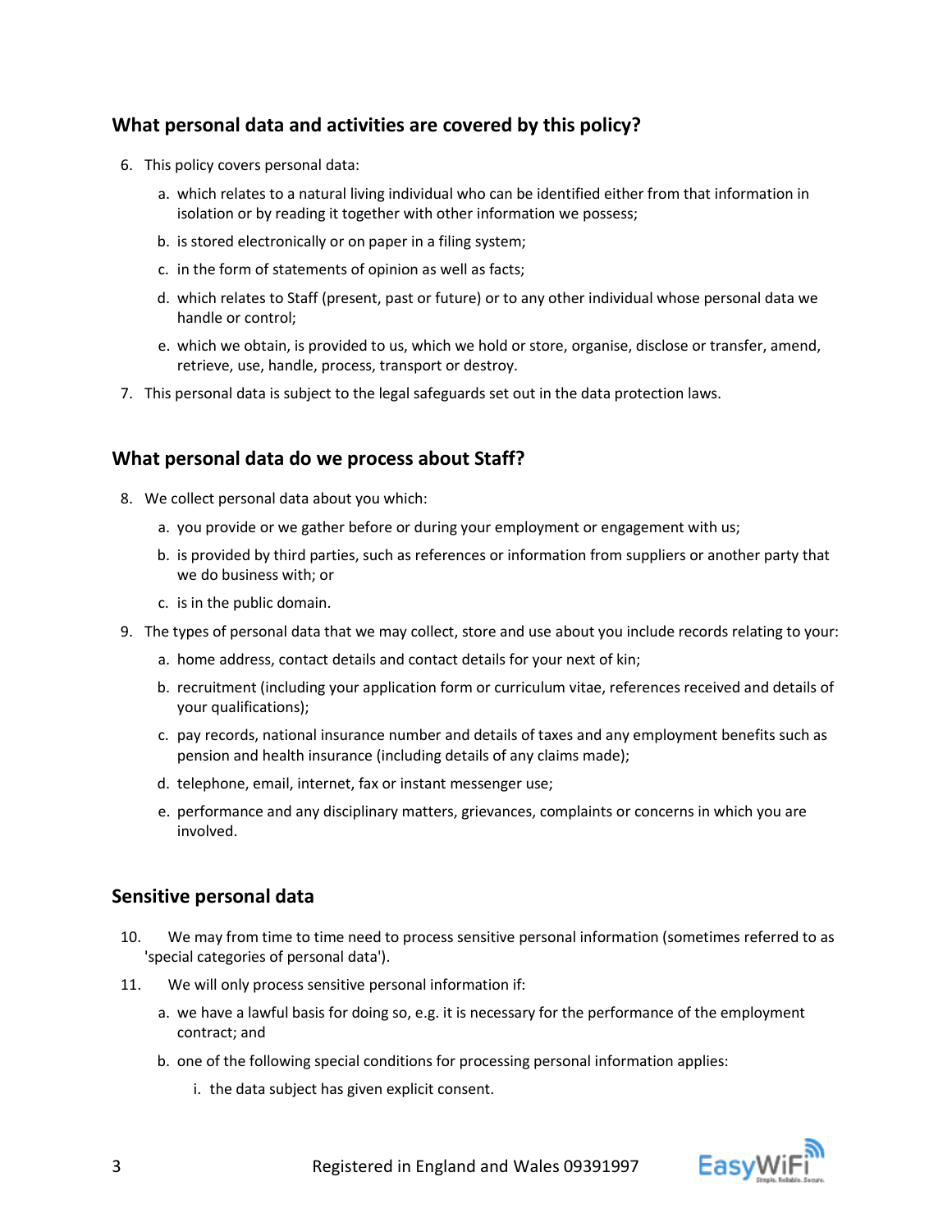## What personal data and activities are covered by this policy?

6. This policy covers personal data:

    a. which relates to a natural living individual who can be identified either from that information in isolation or by reading it together with other information we possess;

    b. is stored electronically or on paper in a filing system;

    c. in the form of statements of opinion as well as facts;

    d. which relates to Staff (present, past or future) or to any other individual whose personal data we handle or control;

    e. which we obtain, is provided to us, which we hold or store, organise, disclose or transfer, amend, retrieve, use, handle, process, transport or destroy.

7. This personal data is subject to the legal safeguards set out in the data protection laws.

## What personal data do we process about Staff?

8. We collect personal data about you which:

    a. you provide or we gather before or during your employment or engagement with us;

    b. is provided by third parties, such as references or information from suppliers or another party that we do business with; or

    c. is in the public domain.

9. The types of personal data that we may collect, store and use about you include records relating to your:

    a. home address, contact details and contact details for your next of kin;

    b. recruitment (including your application form or curriculum vitae, references received and details of your qualifications);

    c. pay records, national insurance number and details of taxes and any employment benefits such as pension and health insurance (including details of any claims made);

    d. telephone, email, internet, fax or instant messenger use;

    e. performance and any disciplinary matters, grievances, complaints or concerns in which you are involved.

## Sensitive personal data

10. We may from time to time need to process sensitive personal information (sometimes referred to as 'special categories of personal data').

11. We will only process sensitive personal information if:

    a. we have a lawful basis for doing so, e.g. it is necessary for the performance of the employment contract; and

    b. one of the following special conditions for processing personal information applies:

        i. the data subject has given explicit consent.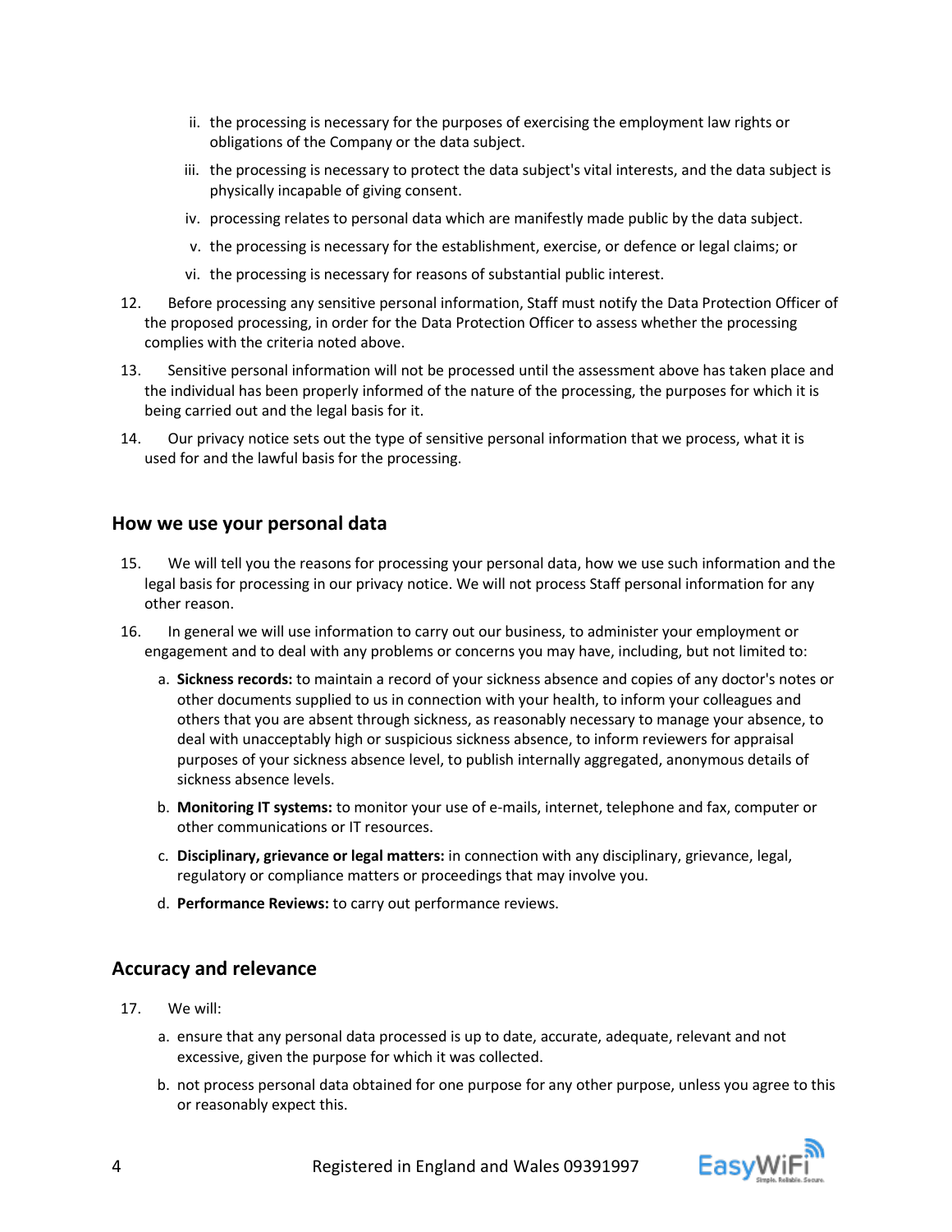ii. the processing is necessary for the purposes of exercising the employment law rights or obligations of the Company or the data subject.

iii. the processing is necessary to protect the data subject's vital interests, and the data subject is physically incapable of giving consent.

iv. processing relates to personal data which are manifestly made public by the data subject.

v. the processing is necessary for the establishment, exercise, or defence or legal claims; or

vi. the processing is necessary for reasons of substantial public interest.

12. Before processing any sensitive personal information, Staff must notify the Data Protection Officer of the proposed processing, in order for the Data Protection Officer to assess whether the processing complies with the criteria noted above.

13. Sensitive personal information will not be processed until the assessment above has taken place and the individual has been properly informed of the nature of the processing, the purposes for which it is being carried out and the legal basis for it.

14. Our privacy notice sets out the type of sensitive personal information that we process, what it is used for and the lawful basis for the processing.

## How we use your personal data

15. We will tell you the reasons for processing your personal data, how we use such information and the legal basis for processing in our privacy notice. We will not process Staff personal information for any other reason.

16. In general we will use information to carry out our business, to administer your employment or engagement and to deal with any problems or concerns you may have, including, but not limited to:

   a. **Sickness records:** to maintain a record of your sickness absence and copies of any doctor's notes or other documents supplied to us in connection with your health, to inform your colleagues and others that you are absent through sickness, as reasonably necessary to manage your absence, to deal with unacceptably high or suspicious sickness absence, to inform reviewers for appraisal purposes of your sickness absence level, to publish internally aggregated, anonymous details of sickness absence levels.

   b. **Monitoring IT systems:** to monitor your use of e-mails, internet, telephone and fax, computer or other communications or IT resources.

   c. **Disciplinary, grievance or legal matters:** in connection with any disciplinary, grievance, legal, regulatory or compliance matters or proceedings that may involve you.

   d. **Performance Reviews:** to carry out performance reviews.

## Accuracy and relevance

17. We will:

   a. ensure that any personal data processed is up to date, accurate, adequate, relevant and not excessive, given the purpose for which it was collected.

   b. not process personal data obtained for one purpose for any other purpose, unless you agree to this or reasonably expect this.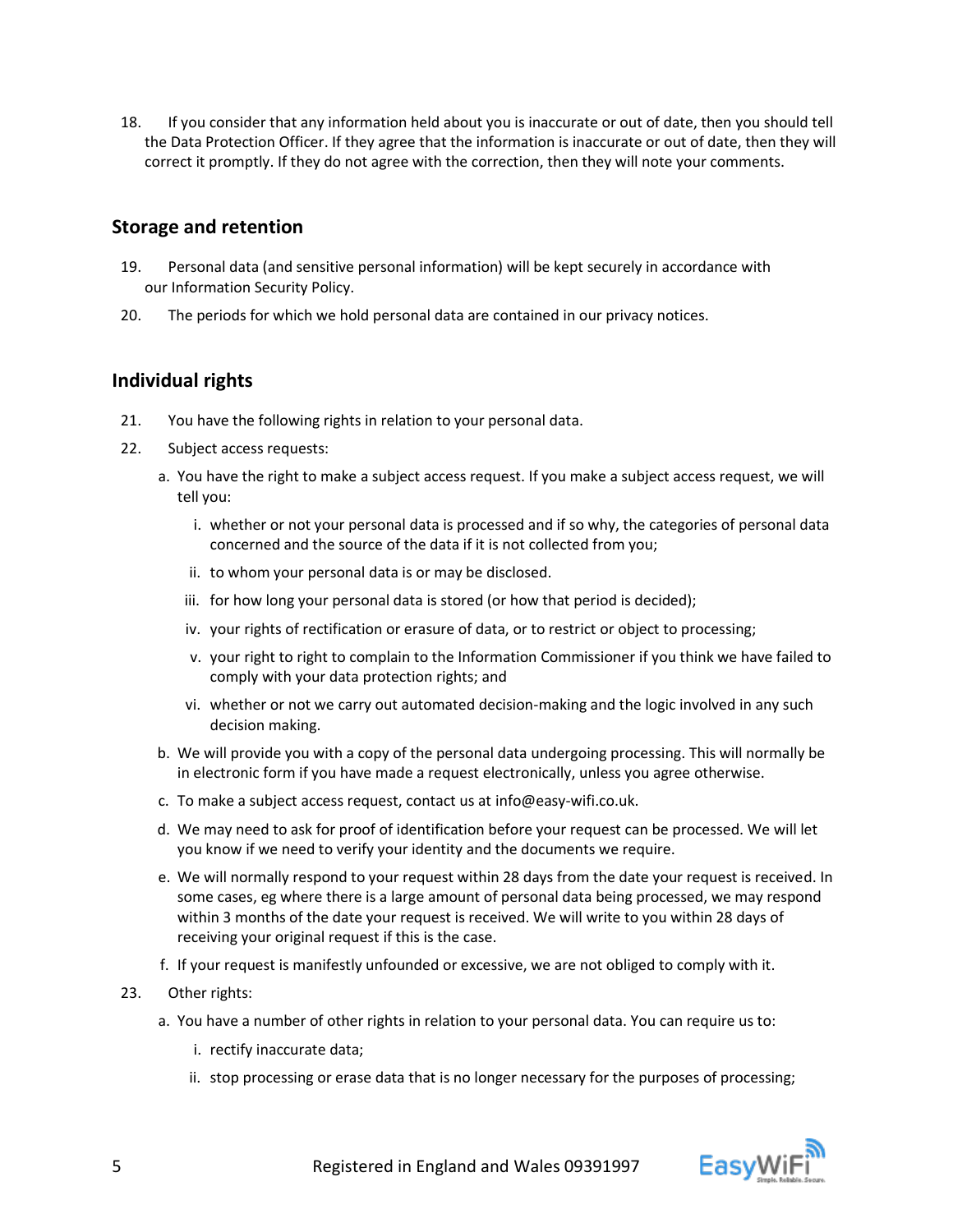18. If you consider that any information held about you is inaccurate or out of date, then you should tell the Data Protection Officer. If they agree that the information is inaccurate or out of date, then they will correct it promptly. If they do not agree with the correction, then they will note your comments.

## Storage and retention

19. Personal data (and sensitive personal information) will be kept securely in accordance with our Information Security Policy.

20. The periods for which we hold personal data are contained in our privacy notices.

## Individual rights

21. You have the following rights in relation to your personal data.

22. Subject access requests:

    a. You have the right to make a subject access request. If you make a subject access request, we will tell you:

        i. whether or not your personal data is processed and if so why, the categories of personal data concerned and the source of the data if it is not collected from you;

        ii. to whom your personal data is or may be disclosed.

        iii. for how long your personal data is stored (or how that period is decided);

        iv. your rights of rectification or erasure of data, or to restrict or object to processing;

        v. your right to right to complain to the Information Commissioner if you think we have failed to comply with your data protection rights; and

        vi. whether or not we carry out automated decision-making and the logic involved in any such decision making.

    b. We will provide you with a copy of the personal data undergoing processing. This will normally be in electronic form if you have made a request electronically, unless you agree otherwise.

    c. To make a subject access request, contact us at info@easy-wifi.co.uk.

    d. We may need to ask for proof of identification before your request can be processed. We will let you know if we need to verify your identity and the documents we require.

    e. We will normally respond to your request within 28 days from the date your request is received. In some cases, eg where there is a large amount of personal data being processed, we may respond within 3 months of the date your request is received. We will write to you within 28 days of receiving your original request if this is the case.

    f. If your request is manifestly unfounded or excessive, we are not obliged to comply with it.

23. Other rights:

    a. You have a number of other rights in relation to your personal data. You can require us to:

        i. rectify inaccurate data;

        ii. stop processing or erase data that is no longer necessary for the purposes of processing;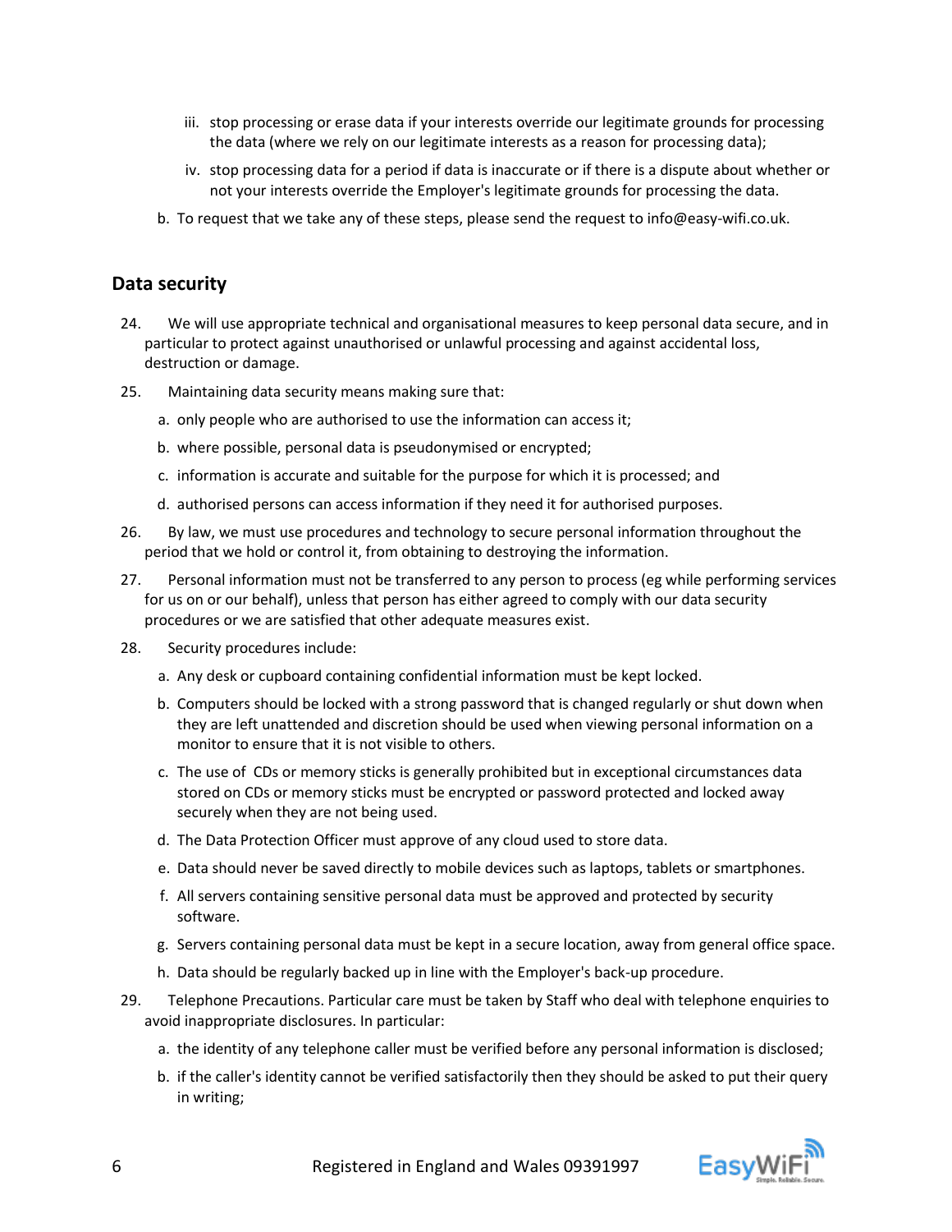iii. stop processing or erase data if your interests override our legitimate grounds for processing the data (where we rely on our legitimate interests as a reason for processing data);

   iv. stop processing data for a period if data is inaccurate or if there is a dispute about whether or not your interests override the Employer's legitimate grounds for processing the data.

b. To request that we take any of these steps, please send the request to info@easy-wifi.co.uk.

## Data security

24. We will use appropriate technical and organisational measures to keep personal data secure, and in particular to protect against unauthorised or unlawful processing and against accidental loss, destruction or damage.

25. Maintaining data security means making sure that:

   a. only people who are authorised to use the information can access it;

   b. where possible, personal data is pseudonymised or encrypted;

   c. information is accurate and suitable for the purpose for which it is processed; and

   d. authorised persons can access information if they need it for authorised purposes.

26. By law, we must use procedures and technology to secure personal information throughout the period that we hold or control it, from obtaining to destroying the information.

27. Personal information must not be transferred to any person to process (eg while performing services for us on or our behalf), unless that person has either agreed to comply with our data security procedures or we are satisfied that other adequate measures exist.

28. Security procedures include:

   a. Any desk or cupboard containing confidential information must be kept locked.

   b. Computers should be locked with a strong password that is changed regularly or shut down when they are left unattended and discretion should be used when viewing personal information on a monitor to ensure that it is not visible to others.

   c. The use of CDs or memory sticks is generally prohibited but in exceptional circumstances data stored on CDs or memory sticks must be encrypted or password protected and locked away securely when they are not being used.

   d. The Data Protection Officer must approve of any cloud used to store data.

   e. Data should never be saved directly to mobile devices such as laptops, tablets or smartphones.

   f. All servers containing sensitive personal data must be approved and protected by security software.

   g. Servers containing personal data must be kept in a secure location, away from general office space.

   h. Data should be regularly backed up in line with the Employer's back-up procedure.

29. Telephone Precautions. Particular care must be taken by Staff who deal with telephone enquiries to avoid inappropriate disclosures. In particular:

   a. the identity of any telephone caller must be verified before any personal information is disclosed;

   b. if the caller's identity cannot be verified satisfactorily then they should be asked to put their query in writing;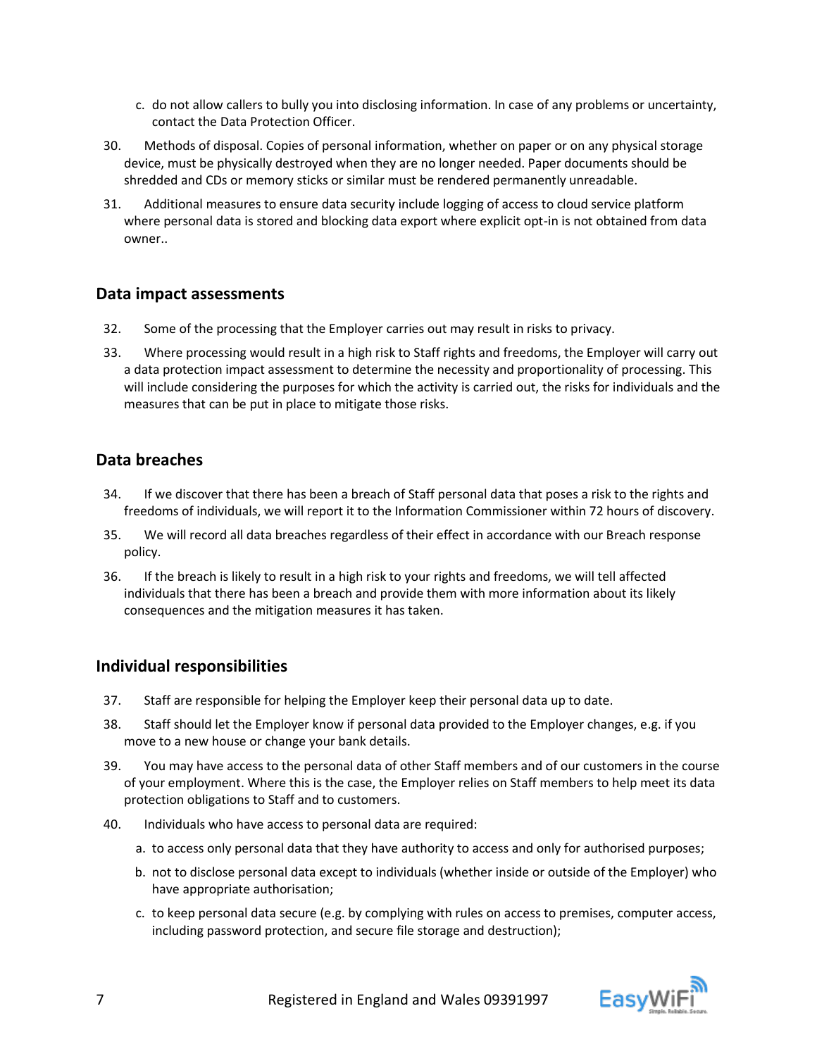c. do not allow callers to bully you into disclosing information. In case of any problems or uncertainty, contact the Data Protection Officer.

30. Methods of disposal. Copies of personal information, whether on paper or on any physical storage device, must be physically destroyed when they are no longer needed. Paper documents should be shredded and CDs or memory sticks or similar must be rendered permanently unreadable.

31. Additional measures to ensure data security include logging of access to cloud service platform where personal data is stored and blocking data export where explicit opt-in is not obtained from data owner..

## Data impact assessments

32. Some of the processing that the Employer carries out may result in risks to privacy.

33. Where processing would result in a high risk to Staff rights and freedoms, the Employer will carry out a data protection impact assessment to determine the necessity and proportionality of processing. This will include considering the purposes for which the activity is carried out, the risks for individuals and the measures that can be put in place to mitigate those risks.

## Data breaches

34. If we discover that there has been a breach of Staff personal data that poses a risk to the rights and freedoms of individuals, we will report it to the Information Commissioner within 72 hours of discovery.

35. We will record all data breaches regardless of their effect in accordance with our Breach response policy.

36. If the breach is likely to result in a high risk to your rights and freedoms, we will tell affected individuals that there has been a breach and provide them with more information about its likely consequences and the mitigation measures it has taken.

## Individual responsibilities

37. Staff are responsible for helping the Employer keep their personal data up to date.

38. Staff should let the Employer know if personal data provided to the Employer changes, e.g. if you move to a new house or change your bank details.

39. You may have access to the personal data of other Staff members and of our customers in the course of your employment. Where this is the case, the Employer relies on Staff members to help meet its data protection obligations to Staff and to customers.

40. Individuals who have access to personal data are required:

   a. to access only personal data that they have authority to access and only for authorised purposes;

   b. not to disclose personal data except to individuals (whether inside or outside of the Employer) who have appropriate authorisation;

   c. to keep personal data secure (e.g. by complying with rules on access to premises, computer access, including password protection, and secure file storage and destruction);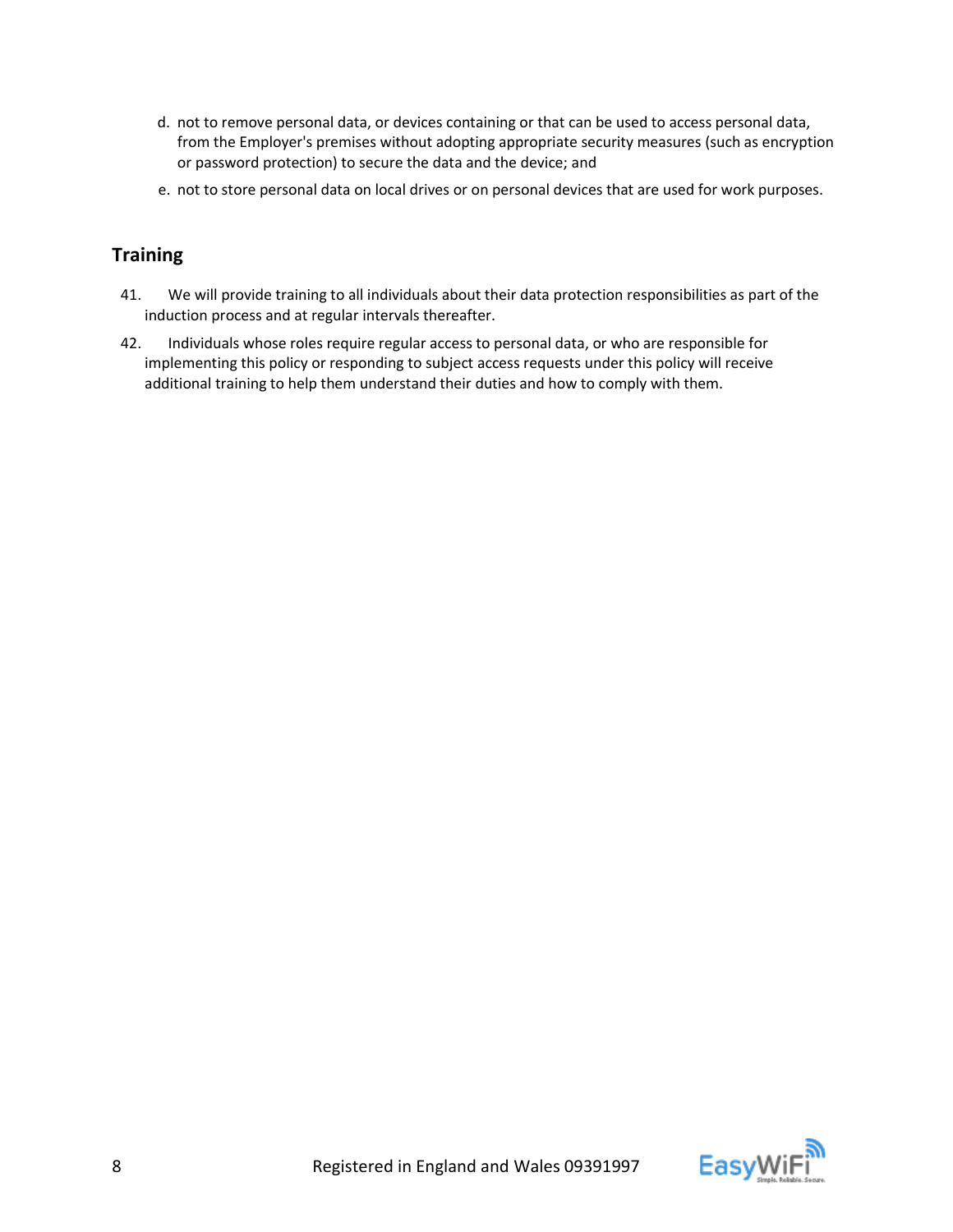d. not to remove personal data, or devices containing or that can be used to access personal data, from the Employer's premises without adopting appropriate security measures (such as encryption or password protection) to secure the data and the device; and

e. not to store personal data on local drives or on personal devices that are used for work purposes.

## Training

41. We will provide training to all individuals about their data protection responsibilities as part of the induction process and at regular intervals thereafter.

42. Individuals whose roles require regular access to personal data, or who are responsible for implementing this policy or responding to subject access requests under this policy will receive additional training to help them understand their duties and how to comply with them.